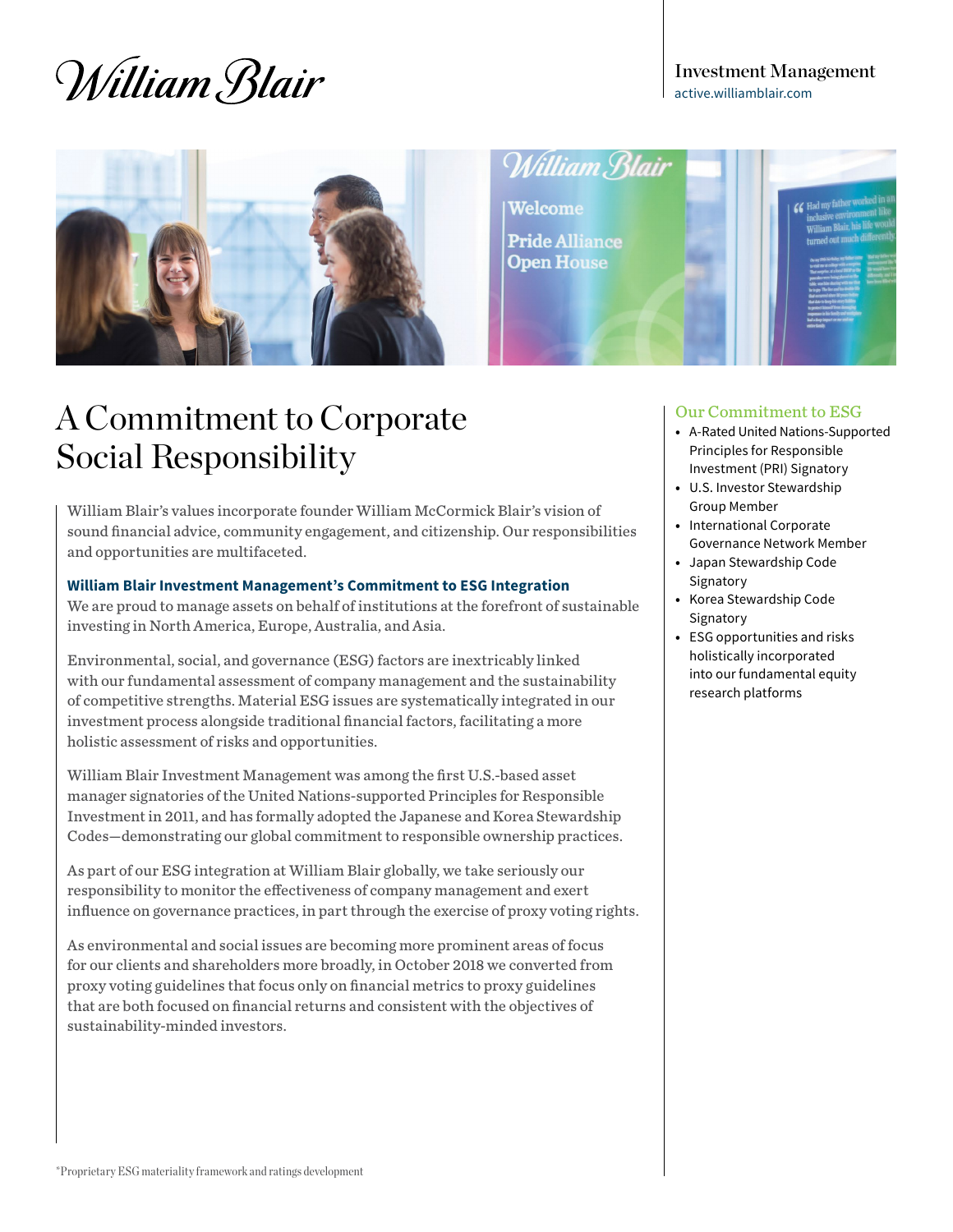William Blair

Investment Management
active.williamblair.com

# A Commitment to Corporate Social Responsibility

William Blair's values incorporate founder William McCormick Blair's vision of sound financial advice, community engagement, and citizenship. Our responsibilities and opportunities are multifaceted.

**William Blair Investment Management's Commitment to ESG Integration**

We are proud to manage assets on behalf of institutions at the forefront of sustainable investing in North America, Europe, Australia, and Asia.

Environmental, social, and governance (ESG) factors are inextricably linked with our fundamental assessment of company management and the sustainability of competitive strengths. Material ESG issues are systematically integrated in our investment process alongside traditional financial factors, facilitating a more holistic assessment of risks and opportunities.

William Blair Investment Management was among the first U.S.-based asset manager signatories of the United Nations-supported Principles for Responsible Investment in 2011, and has formally adopted the Japanese and Korea Stewardship Codes—demonstrating our global commitment to responsible ownership practices.

As part of our ESG integration at William Blair globally, we take seriously our responsibility to monitor the effectiveness of company management and exert influence on governance practices, in part through the exercise of proxy voting rights.

As environmental and social issues are becoming more prominent areas of focus for our clients and shareholders more broadly, in October 2018 we converted from proxy voting guidelines that focus only on financial metrics to proxy guidelines that are both focused on financial returns and consistent with the objectives of sustainability-minded investors.

## Our Commitment to ESG

- A-Rated United Nations-Supported Principles for Responsible Investment (PRI) Signatory
- U.S. Investor Stewardship Group Member
- International Corporate Governance Network Member
- Japan Stewardship Code Signatory
- Korea Stewardship Code Signatory
- ESG opportunities and risks holistically incorporated into our fundamental equity research platforms

*Proprietary ESG materiality framework and ratings development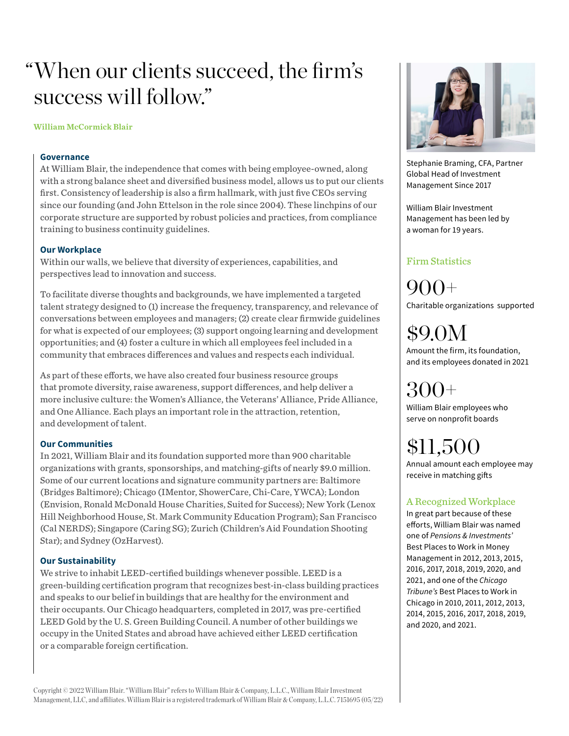# "When our clients succeed, the firm's success will follow."

**William McCormick Blair**

### Governance

At William Blair, the independence that comes with being employee-owned, along with a strong balance sheet and diversified business model, allows us to put our clients first. Consistency of leadership is also a firm hallmark, with just five CEOs serving since our founding (and John Ettelson in the role since 2004). These linchpins of our corporate structure are supported by robust policies and practices, from compliance training to business continuity guidelines.

### Our Workplace

Within our walls, we believe that diversity of experiences, capabilities, and perspectives lead to innovation and success.

To facilitate diverse thoughts and backgrounds, we have implemented a targeted talent strategy designed to (1) increase the frequency, transparency, and relevance of conversations between employees and managers; (2) create clear firmwide guidelines for what is expected of our employees; (3) support ongoing learning and development opportunities; and (4) foster a culture in which all employees feel included in a community that embraces differences and values and respects each individual.

As part of these efforts, we have also created four business resource groups that promote diversity, raise awareness, support differences, and help deliver a more inclusive culture: the Women's Alliance, the Veterans' Alliance, Pride Alliance, and One Alliance. Each plays an important role in the attraction, retention, and development of talent.

### Our Communities

In 2021, William Blair and its foundation supported more than 900 charitable organizations with grants, sponsorships, and matching-gifts of nearly $9.0 million. Some of our current locations and signature community partners are: Baltimore (Bridges Baltimore); Chicago (IMentor, ShowerCare, Chi-Care, YWCA); London (Envision, Ronald McDonald House Charities, Suited for Success); New York (Lenox Hill Neighborhood House, St. Mark Community Education Program); San Francisco (Cal NERDS); Singapore (Caring SG); Zurich (Children's Aid Foundation Shooting Star); and Sydney (OzHarvest).

### Our Sustainability

We strive to inhabit LEED-certified buildings whenever possible. LEED is a green-building certification program that recognizes best-in-class building practices and speaks to our belief in buildings that are healthy for the environment and their occupants. Our Chicago headquarters, completed in 2017, was pre-certified LEED Gold by the U. S. Green Building Council. A number of other buildings we occupy in the United States and abroad have achieved either LEED certification or a comparable foreign certification.

Stephanie Braming, CFA, Partner
Global Head of Investment Management Since 2017

William Blair Investment Management has been led by a woman for 19 years.

## Firm Statistics

**900+**
Charitable organizations supported

**$9.0M**
Amount the firm, its foundation, and its employees donated in 2021

**300+**
William Blair employees who serve on nonprofit boards

**$11,500**
Annual amount each employee may receive in matching gifts

## A Recognized Workplace

In great part because of these efforts, William Blair was named one of *Pensions & Investments'* Best Places to Work in Money Management in 2012, 2013, 2015, 2016, 2017, 2018, 2019, 2020, and 2021, and one of the *Chicago Tribune's* Best Places to Work in Chicago in 2010, 2011, 2012, 2013, 2014, 2015, 2016, 2017, 2018, 2019, and 2020, and 2021.

Copyright © 2022 William Blair. "William Blair" refers to William Blair & Company, L.L.C., William Blair Investment Management, LLC, and affiliates. William Blair is a registered trademark of William Blair & Company, L.L.C. 7151695 (05/22)